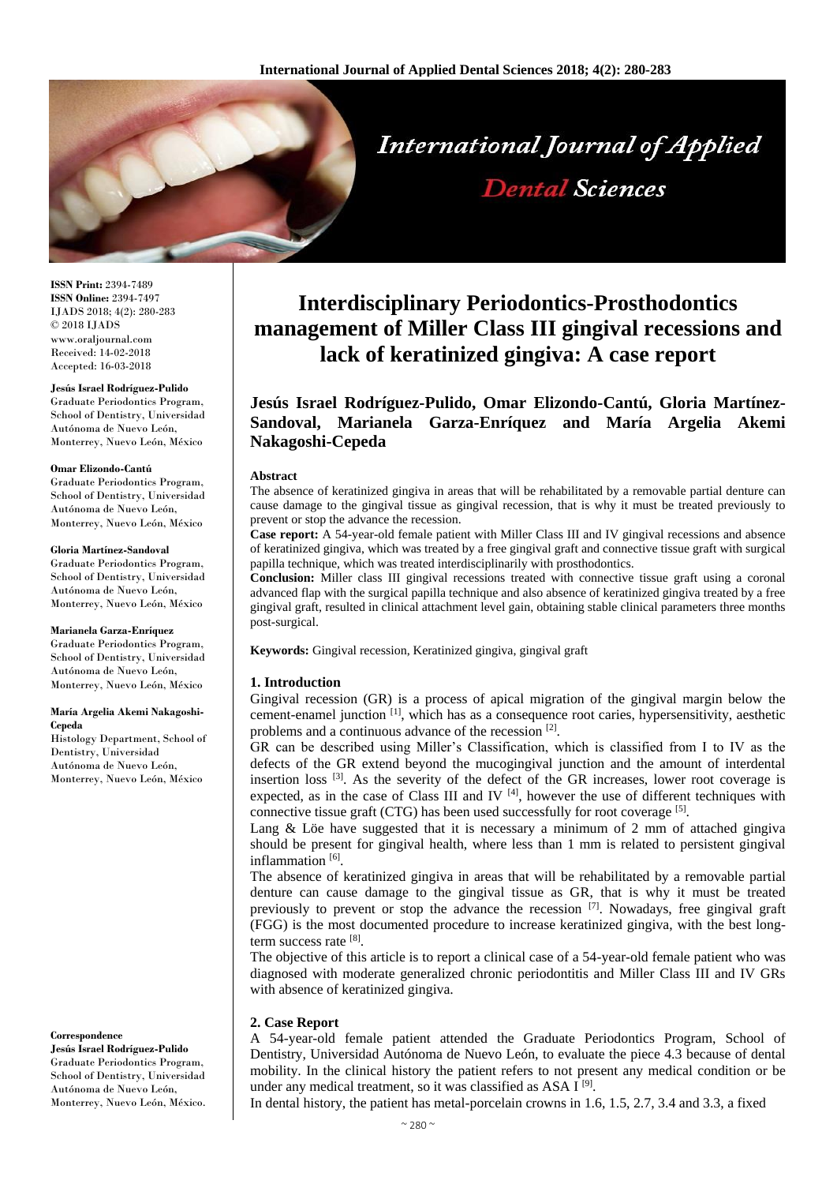**ISSN Print:** 2394-7489
**ISSN Online:** 2394-7497
IJADS 2018; 4(2): 280-283
© 2018 IJADS
www.oraljournal.com
Received: 14-02-2018
Accepted: 16-03-2018

**Jesús Israel Rodríguez-Pulido**
Graduate Periodontics Program, School of Dentistry, Universidad Autónoma de Nuevo León, Monterrey, Nuevo León, México

**Omar Elizondo-Cantú**
Graduate Periodontics Program, School of Dentistry, Universidad Autónoma de Nuevo León, Monterrey, Nuevo León, México

**Gloria Martínez-Sandoval**
Graduate Periodontics Program, School of Dentistry, Universidad Autónoma de Nuevo León, Monterrey, Nuevo León, México

**Marianela Garza-Enríquez**
Graduate Periodontics Program, School of Dentistry, Universidad Autónoma de Nuevo León, Monterrey, Nuevo León, México

**María Argelia Akemi Nakagoshi-Cepeda**
Histology Department, School of Dentistry, Universidad Autónoma de Nuevo León, Monterrey, Nuevo León, México

**Correspondence**
**Jesús Israel Rodríguez-Pulido**
Graduate Periodontics Program, School of Dentistry, Universidad Autónoma de Nuevo León, Monterrey, Nuevo León, México.

# Interdisciplinary Periodontics-Prosthodontics management of Miller Class III gingival recessions and lack of keratinized gingiva: A case report

**Jesús Israel Rodríguez-Pulido, Omar Elizondo-Cantú, Gloria Martínez-Sandoval, Marianela Garza-Enríquez and María Argelia Akemi Nakagoshi-Cepeda**

**Abstract**

The absence of keratinized gingiva in areas that will be rehabilitated by a removable partial denture can cause damage to the gingival tissue as gingival recession, that is why it must be treated previously to prevent or stop the advance the recession.

**Case report:** A 54-year-old female patient with Miller Class III and IV gingival recessions and absence of keratinized gingiva, which was treated by a free gingival graft and connective tissue graft with surgical papilla technique, which was treated interdisciplinarily with prosthodontics.

**Conclusion:** Miller class III gingival recessions treated with connective tissue graft using a coronal advanced flap with the surgical papilla technique and also absence of keratinized gingiva treated by a free gingival graft, resulted in clinical attachment level gain, obtaining stable clinical parameters three months post-surgical.

**Keywords:** Gingival recession, Keratinized gingiva, gingival graft

## 1. Introduction

Gingival recession (GR) is a process of apical migration of the gingival margin below the cement-enamel junction [1], which has as a consequence root caries, hypersensitivity, aesthetic problems and a continuous advance of the recession [2].

GR can be described using Miller's Classification, which is classified from I to IV as the defects of the GR extend beyond the mucogingival junction and the amount of interdental insertion loss [3]. As the severity of the defect of the GR increases, lower root coverage is expected, as in the case of Class III and IV [4], however the use of different techniques with connective tissue graft (CTG) has been used successfully for root coverage [5].

Lang & Löe have suggested that it is necessary a minimum of 2 mm of attached gingiva should be present for gingival health, where less than 1 mm is related to persistent gingival inflammation [6].

The absence of keratinized gingiva in areas that will be rehabilitated by a removable partial denture can cause damage to the gingival tissue as GR, that is why it must be treated previously to prevent or stop the advance the recession [7]. Nowadays, free gingival graft (FGG) is the most documented procedure to increase keratinized gingiva, with the best long-term success rate [8].

The objective of this article is to report a clinical case of a 54-year-old female patient who was diagnosed with moderate generalized chronic periodontitis and Miller Class III and IV GRs with absence of keratinized gingiva.

## 2. Case Report

A 54-year-old female patient attended the Graduate Periodontics Program, School of Dentistry, Universidad Autónoma de Nuevo León, to evaluate the piece 4.3 because of dental mobility. In the clinical history the patient refers to not present any medical condition or be under any medical treatment, so it was classified as ASA I [9].

In dental history, the patient has metal-porcelain crowns in 1.6, 1.5, 2.7, 3.4 and 3.3, a fixed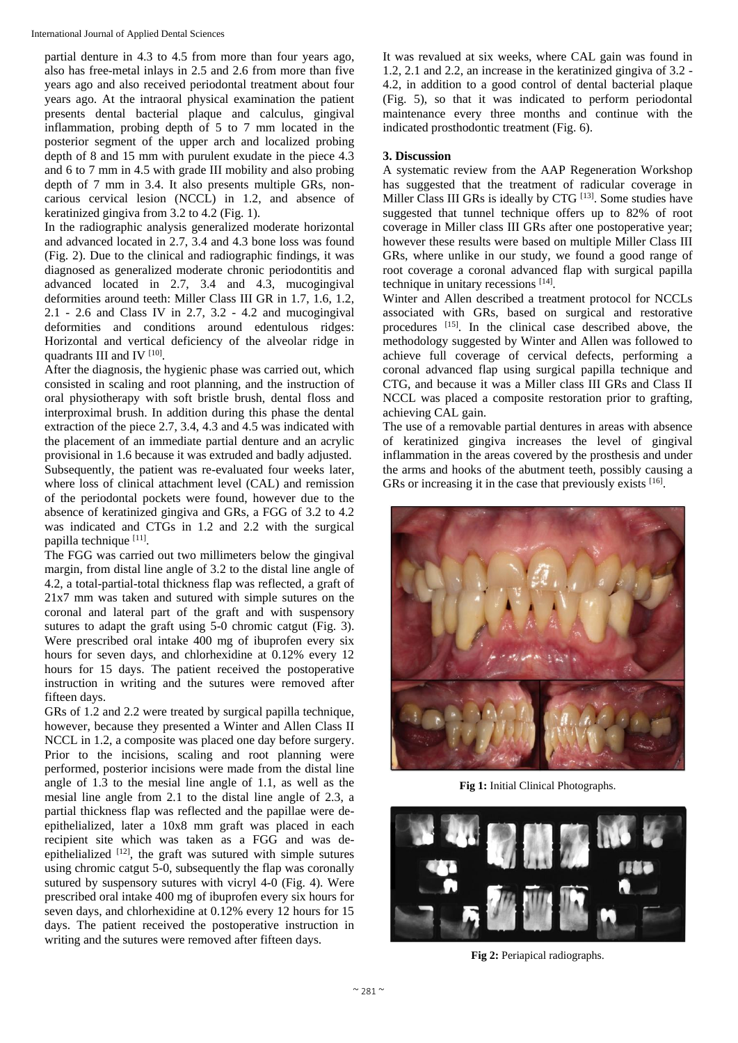partial denture in 4.3 to 4.5 from more than four years ago, also has free-metal inlays in 2.5 and 2.6 from more than five years ago and also received periodontal treatment about four years ago. At the intraoral physical examination the patient presents dental bacterial plaque and calculus, gingival inflammation, probing depth of 5 to 7 mm located in the posterior segment of the upper arch and localized probing depth of 8 and 15 mm with purulent exudate in the piece 4.3 and 6 to 7 mm in 4.5 with grade III mobility and also probing depth of 7 mm in 3.4. It also presents multiple GRs, non-carious cervical lesion (NCCL) in 1.2, and absence of keratinized gingiva from 3.2 to 4.2 (Fig. 1).

In the radiographic analysis generalized moderate horizontal and advanced located in 2.7, 3.4 and 4.3 bone loss was found (Fig. 2). Due to the clinical and radiographic findings, it was diagnosed as generalized moderate chronic periodontitis and advanced located in 2.7, 3.4 and 4.3, mucogingival deformities around teeth: Miller Class III GR in 1.7, 1.6, 1.2, 2.1 - 2.6 and Class IV in 2.7, 3.2 - 4.2 and mucogingival deformities and conditions around edentulous ridges: Horizontal and vertical deficiency of the alveolar ridge in quadrants III and IV [10].

After the diagnosis, the hygienic phase was carried out, which consisted in scaling and root planning, and the instruction of oral physiotherapy with soft bristle brush, dental floss and interproximal brush. In addition during this phase the dental extraction of the piece 2.7, 3.4, 4.3 and 4.5 was indicated with the placement of an immediate partial denture and an acrylic provisional in 1.6 because it was extruded and badly adjusted.

Subsequently, the patient was re-evaluated four weeks later, where loss of clinical attachment level (CAL) and remission of the periodontal pockets were found, however due to the absence of keratinized gingiva and GRs, a FGG of 3.2 to 4.2 was indicated and CTGs in 1.2 and 2.2 with the surgical papilla technique [11].

The FGG was carried out two millimeters below the gingival margin, from distal line angle of 3.2 to the distal line angle of 4.2, a total-partial-total thickness flap was reflected, a graft of 21x7 mm was taken and sutured with simple sutures on the coronal and lateral part of the graft and with suspensory sutures to adapt the graft using 5-0 chromic catgut (Fig. 3). Were prescribed oral intake 400 mg of ibuprofen every six hours for seven days, and chlorhexidine at 0.12% every 12 hours for 15 days. The patient received the postoperative instruction in writing and the sutures were removed after fifteen days.

GRs of 1.2 and 2.2 were treated by surgical papilla technique, however, because they presented a Winter and Allen Class II NCCL in 1.2, a composite was placed one day before surgery. Prior to the incisions, scaling and root planning were performed, posterior incisions were made from the distal line angle of 1.3 to the mesial line angle of 1.1, as well as the mesial line angle from 2.1 to the distal line angle of 2.3, a partial thickness flap was reflected and the papillae were de-epithelialized, later a 10x8 mm graft was placed in each recipient site which was taken as a FGG and was de-epithelialized [12], the graft was sutured with simple sutures using chromic catgut 5-0, subsequently the flap was coronally sutured by suspensory sutures with vicryl 4-0 (Fig. 4). Were prescribed oral intake 400 mg of ibuprofen every six hours for seven days, and chlorhexidine at 0.12% every 12 hours for 15 days. The patient received the postoperative instruction in writing and the sutures were removed after fifteen days.

It was revalued at six weeks, where CAL gain was found in 1.2, 2.1 and 2.2, an increase in the keratinized gingiva of 3.2 - 4.2, in addition to a good control of dental bacterial plaque (Fig. 5), so that it was indicated to perform periodontal maintenance every three months and continue with the indicated prosthodontic treatment (Fig. 6).

## 3. Discussion

A systematic review from the AAP Regeneration Workshop has suggested that the treatment of radicular coverage in Miller Class III GRs is ideally by CTG [13]. Some studies have suggested that tunnel technique offers up to 82% of root coverage in Miller class III GRs after one postoperative year; however these results were based on multiple Miller Class III GRs, where unlike in our study, we found a good range of root coverage a coronal advanced flap with surgical papilla technique in unitary recessions [14].

Winter and Allen described a treatment protocol for NCCLs associated with GRs, based on surgical and restorative procedures [15]. In the clinical case described above, the methodology suggested by Winter and Allen was followed to achieve full coverage of cervical defects, performing a coronal advanced flap using surgical papilla technique and CTG, and because it was a Miller class III GRs and Class II NCCL was placed a composite restoration prior to grafting, achieving CAL gain.

The use of a removable partial dentures in areas with absence of keratinized gingiva increases the level of gingival inflammation in the areas covered by the prosthesis and under the arms and hooks of the abutment teeth, possibly causing a GRs or increasing it in the case that previously exists [16].

**Fig 1:** Initial Clinical Photographs.

**Fig 2:** Periapical radiographs.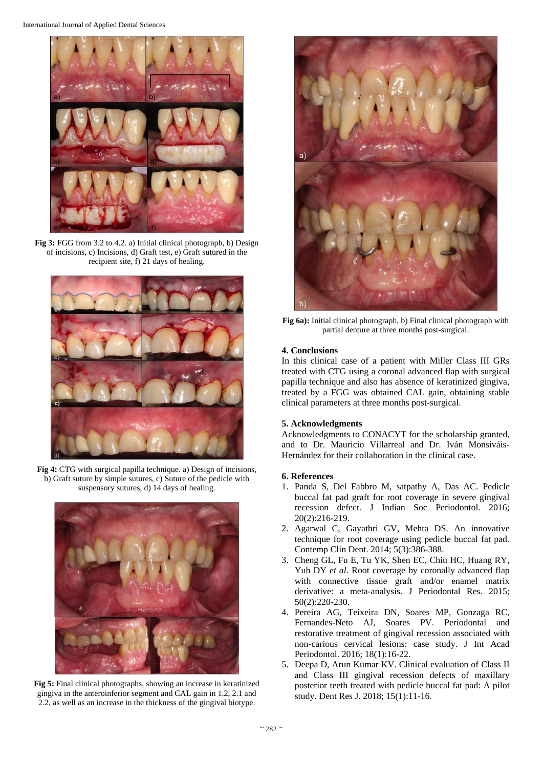Fig 3: FGG from 3.2 to 4.2. a) Initial clinical photograph, b) Design of incisions, c) Incisions, d) Graft test, e) Graft sutured in the recipient site, f) 21 days of healing.

Fig 4: CTG with surgical papilla technique. a) Design of incisions, b) Graft suture by simple sutures, c) Suture of the pedicle with suspensory sutures, d) 14 days of healing.

Fig 5: Final clinical photographs, showing an increase in keratinized gingiva in the anteroinferior segment and CAL gain in 1.2, 2.1 and 2.2, as well as an increase in the thickness of the gingival biotype.

Fig 6a): Initial clinical photograph, b) Final clinical photograph with partial denture at three months post-surgical.

## 4. Conclusions

In this clinical case of a patient with Miller Class III GRs treated with CTG using a coronal advanced flap with surgical papilla technique and also has absence of keratinized gingiva, treated by a FGG was obtained CAL gain, obtaining stable clinical parameters at three months post-surgical.

## 5. Acknowledgments

Acknowledgments to CONACYT for the scholarship granted, and to Dr. Mauricio Villarreal and Dr. Iván Monsiváis-Hernández for their collaboration in the clinical case.

## 6. References

1. Panda S, Del Fabbro M, satpathy A, Das AC. Pedicle buccal fat pad graft for root coverage in severe gingival recession defect. J Indian Soc Periodontol. 2016; 20(2):216-219.
2. Agarwal C, Gayathri GV, Mehta DS. An innovative technique for root coverage using pedicle buccal fat pad. Contemp Clin Dent. 2014; 5(3):386-388.
3. Cheng GL, Fu E, Tu YK, Shen EC, Chiu HC, Huang RY, Yuh DY *et al*. Root coverage by coronally advanced flap with connective tissue graft and/or enamel matrix derivative: a meta-analysis. J Periodontal Res. 2015; 50(2):220-230.
4. Pereira AG, Teixeira DN, Soares MP, Gonzaga RC, Fernandes-Neto AJ, Soares PV. Periodontal and restorative treatment of gingival recession associated with non-carious cervical lesions: case study. J Int Acad Periodontol. 2016; 18(1):16-22.
5. Deepa D, Arun Kumar KV. Clinical evaluation of Class II and Class III gingival recession defects of maxillary posterior teeth treated with pedicle buccal fat pad: A pilot study. Dent Res J. 2018; 15(1):11-16.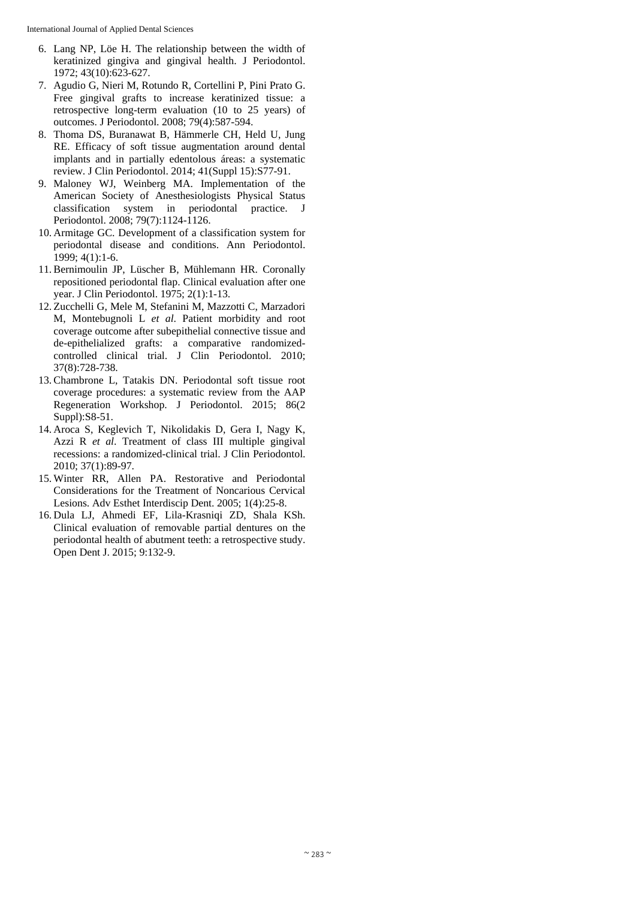6. Lang NP, Löe H. The relationship between the width of keratinized gingiva and gingival health. J Periodontol. 1972; 43(10):623-627.
7. Agudio G, Nieri M, Rotundo R, Cortellini P, Pini Prato G. Free gingival grafts to increase keratinized tissue: a retrospective long-term evaluation (10 to 25 years) of outcomes. J Periodontol. 2008; 79(4):587-594.
8. Thoma DS, Buranawat B, Hämmerle CH, Held U, Jung RE. Efficacy of soft tissue augmentation around dental implants and in partially edentolous áreas: a systematic review. J Clin Periodontol. 2014; 41(Suppl 15):S77-91.
9. Maloney WJ, Weinberg MA. Implementation of the American Society of Anesthesiologists Physical Status classification system in periodontal practice. J Periodontol. 2008; 79(7):1124-1126.
10. Armitage GC. Development of a classification system for periodontal disease and conditions. Ann Periodontol. 1999; 4(1):1-6.
11. Bernimoulin JP, Lüscher B, Mühlemann HR. Coronally repositioned periodontal flap. Clinical evaluation after one year. J Clin Periodontol. 1975; 2(1):1-13.
12. Zucchelli G, Mele M, Stefanini M, Mazzotti C, Marzadori M, Montebugnoli L *et al*. Patient morbidity and root coverage outcome after subepithelial connective tissue and de-epithelialized grafts: a comparative randomized-controlled clinical trial. J Clin Periodontol. 2010; 37(8):728-738.
13. Chambrone L, Tatakis DN. Periodontal soft tissue root coverage procedures: a systematic review from the AAP Regeneration Workshop. J Periodontol. 2015; 86(2 Suppl):S8-51.
14. Aroca S, Keglevich T, Nikolidakis D, Gera I, Nagy K, Azzi R *et al*. Treatment of class III multiple gingival recessions: a randomized-clinical trial. J Clin Periodontol. 2010; 37(1):89-97.
15. Winter RR, Allen PA. Restorative and Periodontal Considerations for the Treatment of Noncarious Cervical Lesions. Adv Esthet Interdiscip Dent. 2005; 1(4):25-8.
16. Dula LJ, Ahmedi EF, Lila-Krasniqi ZD, Shala KSh. Clinical evaluation of removable partial dentures on the periodontal health of abutment teeth: a retrospective study. Open Dent J. 2015; 9:132-9.